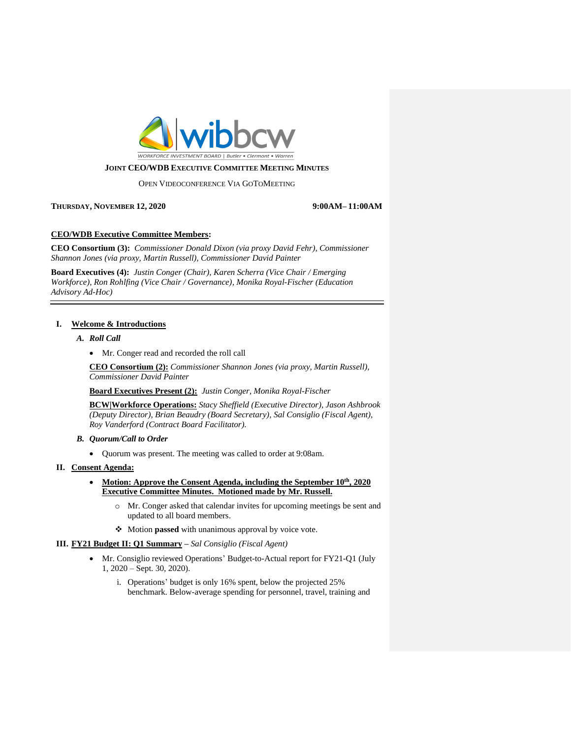WORKFORCE INVESTMENT BOARD | Butler • Clermont • Warren

**JOINT CEO/WDB EXECUTIVE COMMITTEE MEETING MINUTES**

OPEN VIDEOCONFERENCE VIA GOTOMEETING

**THURSDAY, NOVEMBER 12, 2020** **9:00AM– 11:00AM**

**CEO/WDB Executive Committee Members:**

**CEO Consortium (3):** *Commissioner Donald Dixon (via proxy David Fehr), Commissioner Shannon Jones (via proxy, Martin Russell), Commissioner David Painter*

**Board Executives (4):** *Justin Conger (Chair), Karen Scherra (Vice Chair / Emerging Workforce), Ron Rohlfing (Vice Chair / Governance), Monika Royal-Fischer (Education Advisory Ad-Hoc)*

---

**I. Welcome & Introductions**

*A. Roll Call*

- Mr. Conger read and recorded the roll call

**CEO Consortium (2):** *Commissioner Shannon Jones (via proxy, Martin Russell), Commissioner David Painter*

**Board Executives Present (2):** *Justin Conger, Monika Royal-Fischer*

**BCW|Workforce Operations:** *Stacy Sheffield (Executive Director), Jason Ashbrook (Deputy Director), Brian Beaudry (Board Secretary), Sal Consiglio (Fiscal Agent), Roy Vanderford (Contract Board Facilitator).*

*B. Quorum/Call to Order*

- Quorum was present. The meeting was called to order at 9:08am.

**II. Consent Agenda:**

- **Motion: Approve the Consent Agenda, including the September 10th, 2020 Executive Committee Minutes. Motioned made by Mr. Russell.**
  - Mr. Conger asked that calendar invites for upcoming meetings be sent and updated to all board members.
  - ❖ Motion **passed** with unanimous approval by voice vote.

**III. FY21 Budget II: Q1 Summary** – *Sal Consiglio (Fiscal Agent)*

- Mr. Consiglio reviewed Operations' Budget-to-Actual report for FY21-Q1 (July 1, 2020 – Sept. 30, 2020).
  i. Operations' budget is only 16% spent, below the projected 25% benchmark. Below-average spending for personnel, travel, training and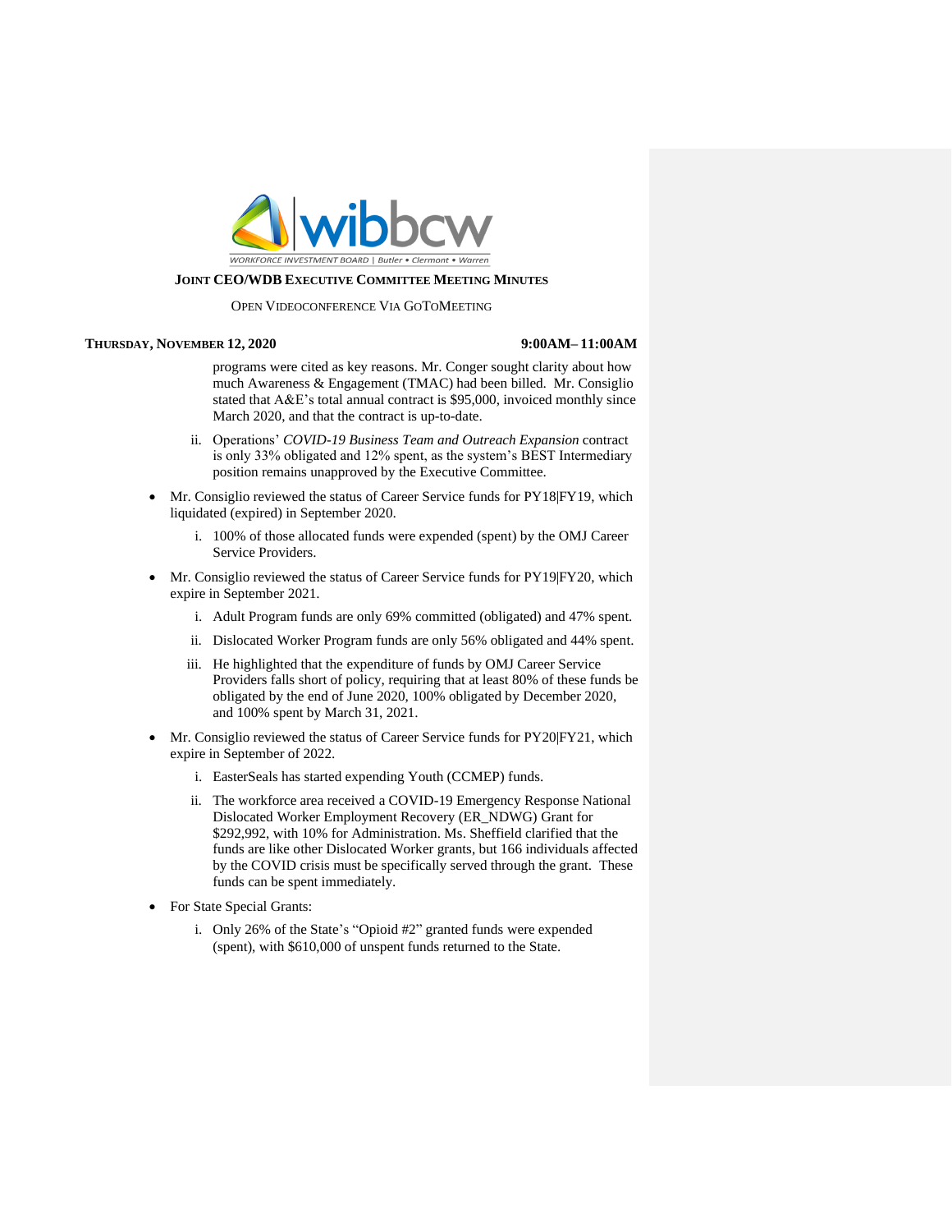programs were cited as key reasons. Mr. Conger sought clarity about how much Awareness & Engagement (TMAC) had been billed. Mr. Consiglio stated that A&E's total annual contract is $95,000, invoiced monthly since March 2020, and that the contract is up-to-date.

ii. Operations' *COVID-19 Business Team and Outreach Expansion* contract is only 33% obligated and 12% spent, as the system's BEST Intermediary position remains unapproved by the Executive Committee.

- Mr. Consiglio reviewed the status of Career Service funds for PY18|FY19, which liquidated (expired) in September 2020.
  i. 100% of those allocated funds were expended (spent) by the OMJ Career Service Providers.
- Mr. Consiglio reviewed the status of Career Service funds for PY19|FY20, which expire in September 2021.
  i. Adult Program funds are only 69% committed (obligated) and 47% spent.
  ii. Dislocated Worker Program funds are only 56% obligated and 44% spent.
  iii. He highlighted that the expenditure of funds by OMJ Career Service Providers falls short of policy, requiring that at least 80% of these funds be obligated by the end of June 2020, 100% obligated by December 2020, and 100% spent by March 31, 2021.
- Mr. Consiglio reviewed the status of Career Service funds for PY20|FY21, which expire in September of 2022.
  i. EasterSeals has started expending Youth (CCMEP) funds.
  ii. The workforce area received a COVID-19 Emergency Response National Dislocated Worker Employment Recovery (ER_NDWG) Grant for $292,992, with 10% for Administration. Ms. Sheffield clarified that the funds are like other Dislocated Worker grants, but 166 individuals affected by the COVID crisis must be specifically served through the grant. These funds can be spent immediately.
- For State Special Grants:
  i. Only 26% of the State's "Opioid #2" granted funds were expended (spent), with $610,000 of unspent funds returned to the State.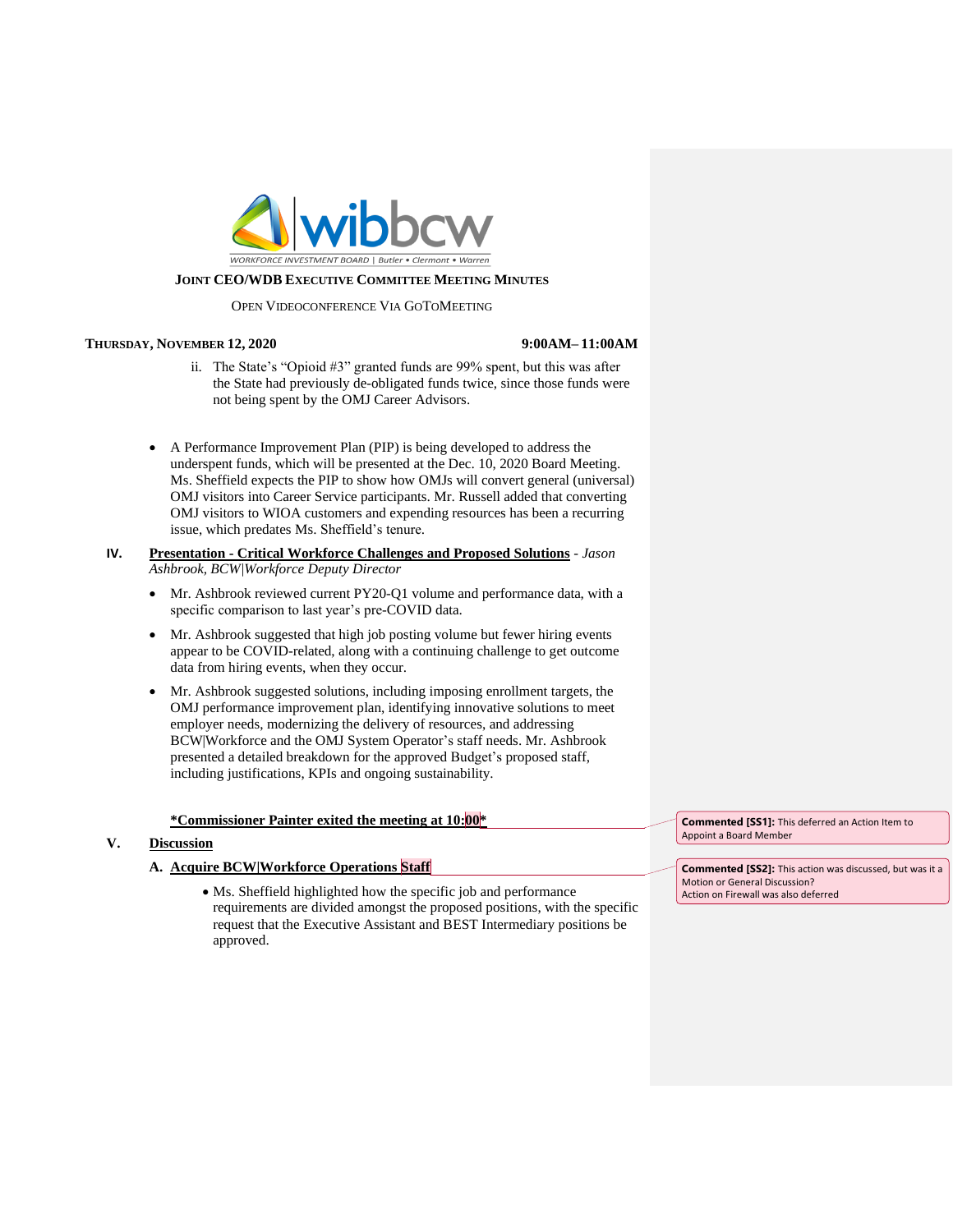ii. The State's "Opioid #3" granted funds are 99% spent, but this was after the State had previously de-obligated funds twice, since those funds were not being spent by the OMJ Career Advisors.

- A Performance Improvement Plan (PIP) is being developed to address the underspent funds, which will be presented at the Dec. 10, 2020 Board Meeting. Ms. Sheffield expects the PIP to show how OMJs will convert general (universal) OMJ visitors into Career Service participants. Mr. Russell added that converting OMJ visitors to WIOA customers and expending resources has been a recurring issue, which predates Ms. Sheffield's tenure.

**IV.** **Presentation - Critical Workforce Challenges and Proposed Solutions** - *Jason Ashbrook, BCW|Workforce Deputy Director*

- Mr. Ashbrook reviewed current PY20-Q1 volume and performance data, with a specific comparison to last year's pre-COVID data.
- Mr. Ashbrook suggested that high job posting volume but fewer hiring events appear to be COVID-related, along with a continuing challenge to get outcome data from hiring events, when they occur.
- Mr. Ashbrook suggested solutions, including imposing enrollment targets, the OMJ performance improvement plan, identifying innovative solutions to meet employer needs, modernizing the delivery of resources, and addressing BCW|Workforce and the OMJ System Operator's staff needs. Mr. Ashbrook presented a detailed breakdown for the approved Budget's proposed staff, including justifications, KPIs and ongoing sustainability.

**\*Commissioner Painter exited the meeting at 10:00\***

**V.** **Discussion**

**A. Acquire BCW|Workforce Operations Staff**

- Ms. Sheffield highlighted how the specific job and performance requirements are divided amongst the proposed positions, with the specific request that the Executive Assistant and BEST Intermediary positions be approved.

**Commented [SS1]:** This deferred an Action Item to Appoint a Board Member

**Commented [SS2]:** This action was discussed, but was it a Motion or General Discussion?
Action on Firewall was also deferred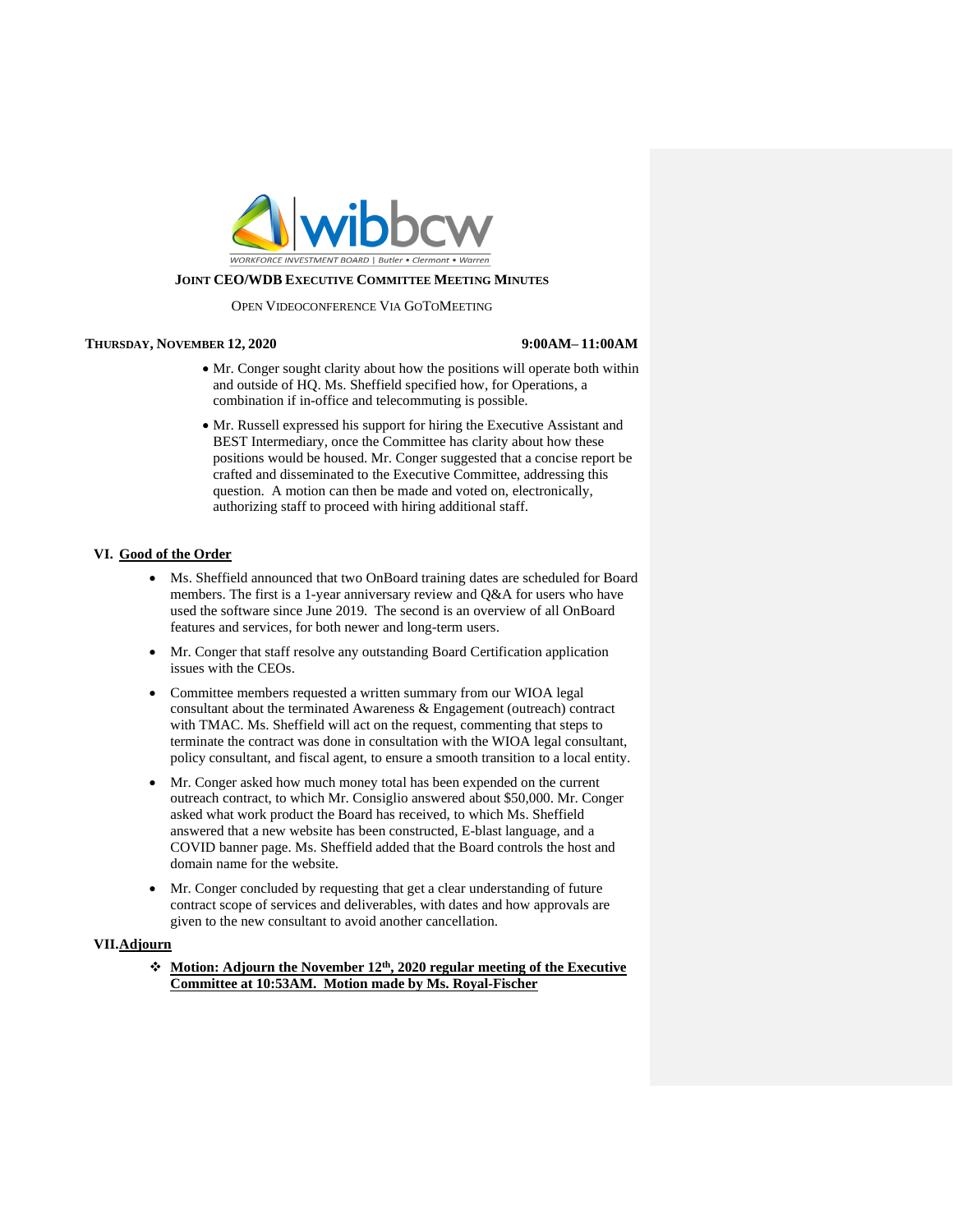**JOINT CEO/WDB EXECUTIVE COMMITTEE MEETING MINUTES**

OPEN VIDEOCONFERENCE VIA GOTOMEETING

**THURSDAY, NOVEMBER 12, 2020** **9:00AM– 11:00AM**

- Mr. Conger sought clarity about how the positions will operate both within and outside of HQ. Ms. Sheffield specified how, for Operations, a combination if in-office and telecommuting is possible.
- Mr. Russell expressed his support for hiring the Executive Assistant and BEST Intermediary, once the Committee has clarity about how these positions would be housed. Mr. Conger suggested that a concise report be crafted and disseminated to the Executive Committee, addressing this question. A motion can then be made and voted on, electronically, authorizing staff to proceed with hiring additional staff.

## VI. Good of the Order

- Ms. Sheffield announced that two OnBoard training dates are scheduled for Board members. The first is a 1-year anniversary review and Q&A for users who have used the software since June 2019. The second is an overview of all OnBoard features and services, for both newer and long-term users.
- Mr. Conger that staff resolve any outstanding Board Certification application issues with the CEOs.
- Committee members requested a written summary from our WIOA legal consultant about the terminated Awareness & Engagement (outreach) contract with TMAC. Ms. Sheffield will act on the request, commenting that steps to terminate the contract was done in consultation with the WIOA legal consultant, policy consultant, and fiscal agent, to ensure a smooth transition to a local entity.
- Mr. Conger asked how much money total has been expended on the current outreach contract, to which Mr. Consiglio answered about $50,000. Mr. Conger asked what work product the Board has received, to which Ms. Sheffield answered that a new website has been constructed, E-blast language, and a COVID banner page. Ms. Sheffield added that the Board controls the host and domain name for the website.
- Mr. Conger concluded by requesting that get a clear understanding of future contract scope of services and deliverables, with dates and how approvals are given to the new consultant to avoid another cancellation.

## VII. Adjourn

- ❖ **Motion: Adjourn the November 12th, 2020 regular meeting of the Executive Committee at 10:53AM. Motion made by Ms. Royal-Fischer**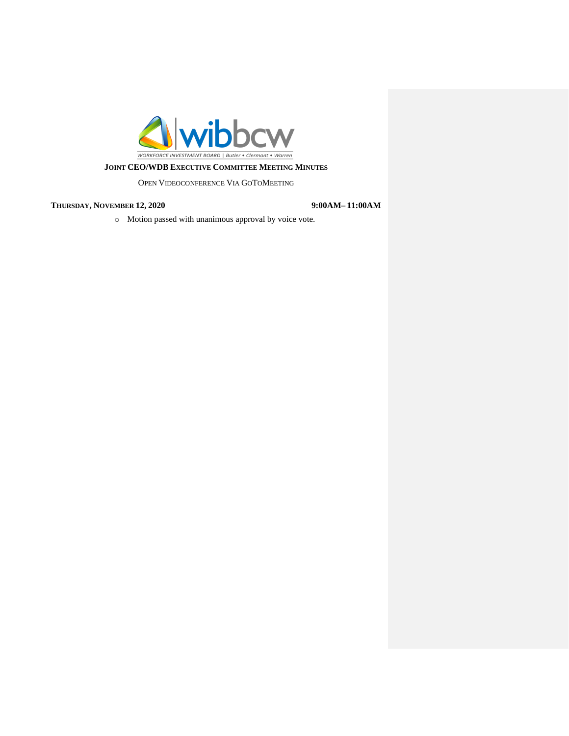**JOINT CEO/WDB EXECUTIVE COMMITTEE MEETING MINUTES**

OPEN VIDEOCONFERENCE VIA GOTOMEETING

**THURSDAY, NOVEMBER 12, 2020** **9:00AM– 11:00AM**

- Motion passed with unanimous approval by voice vote.